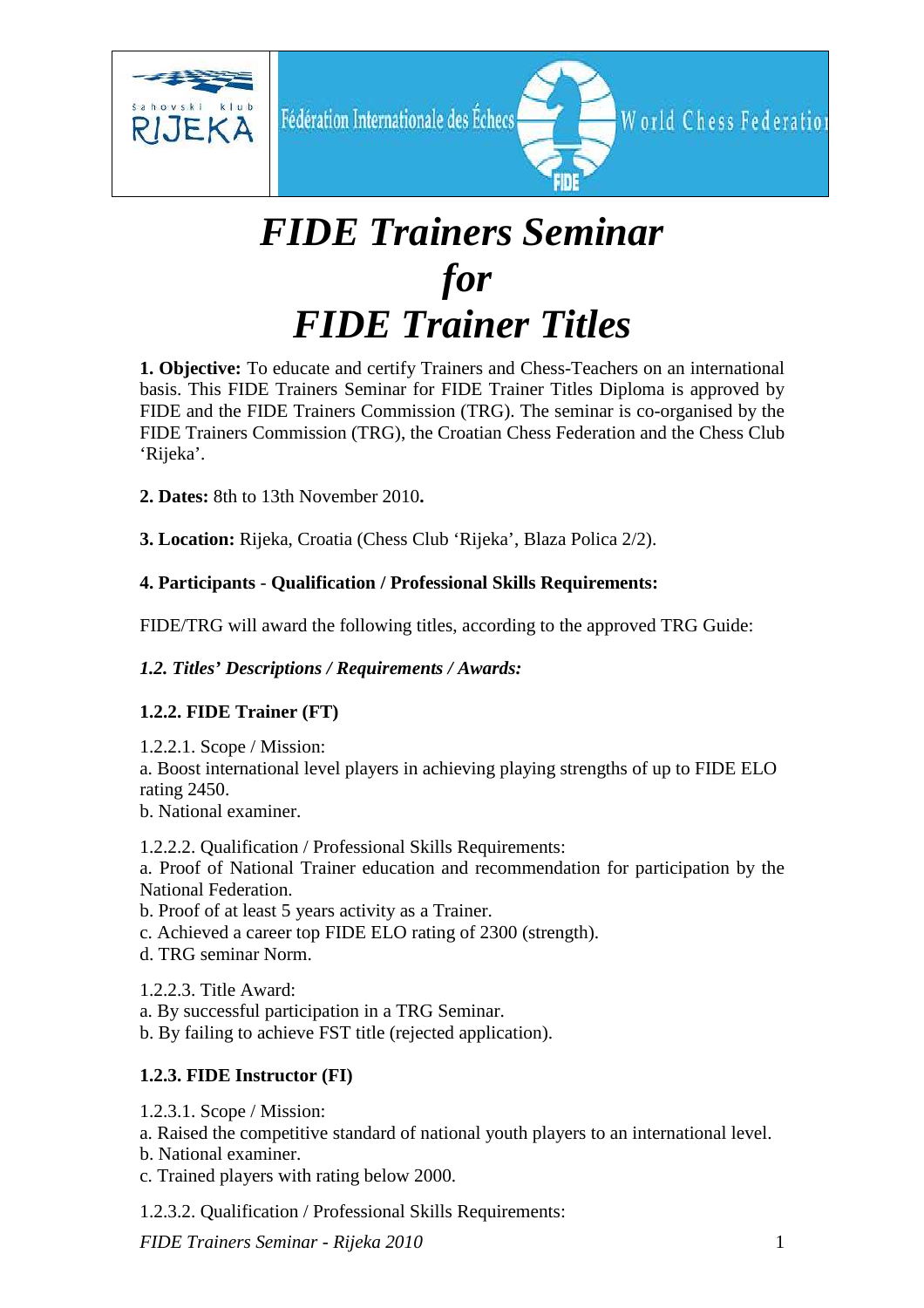# *FIDE Trainers Seminar for FIDE Trainer Titles*

**1. Objective:** To educate and certify Trainers and Chess-Teachers on an international basis. This FIDE Trainers Seminar for FIDE Trainer Titles Diploma is approved by FIDE and the FIDE Trainers Commission (TRG). The seminar is co-organised by the FIDE Trainers Commission (TRG), the Croatian Chess Federation and the Chess Club 'Rijeka'.

**2. Dates:** 8th to 13th November 2010**.**

**3. Location:** Rijeka, Croatia (Chess Club 'Rijeka', Blaza Polica 2/2).

**4. Participants - Qualification / Professional Skills Requirements:**

FIDE/TRG will award the following titles, according to the approved TRG Guide:

***1.2. Titles' Descriptions / Requirements / Awards:***

**1.2.2. FIDE Trainer (FT)**

1.2.2.1. Scope / Mission:
a. Boost international level players in achieving playing strengths of up to FIDE ELO rating 2450.
b. National examiner.

1.2.2.2. Qualification / Professional Skills Requirements:
a. Proof of National Trainer education and recommendation for participation by the National Federation.
b. Proof of at least 5 years activity as a Trainer.
c. Achieved a career top FIDE ELO rating of 2300 (strength).
d. TRG seminar Norm.

1.2.2.3. Title Award:
a. By successful participation in a TRG Seminar.
b. By failing to achieve FST title (rejected application).

**1.2.3. FIDE Instructor (FI)**

1.2.3.1. Scope / Mission:
a. Raised the competitive standard of national youth players to an international level.
b. National examiner.
c. Trained players with rating below 2000.

1.2.3.2. Qualification / Professional Skills Requirements: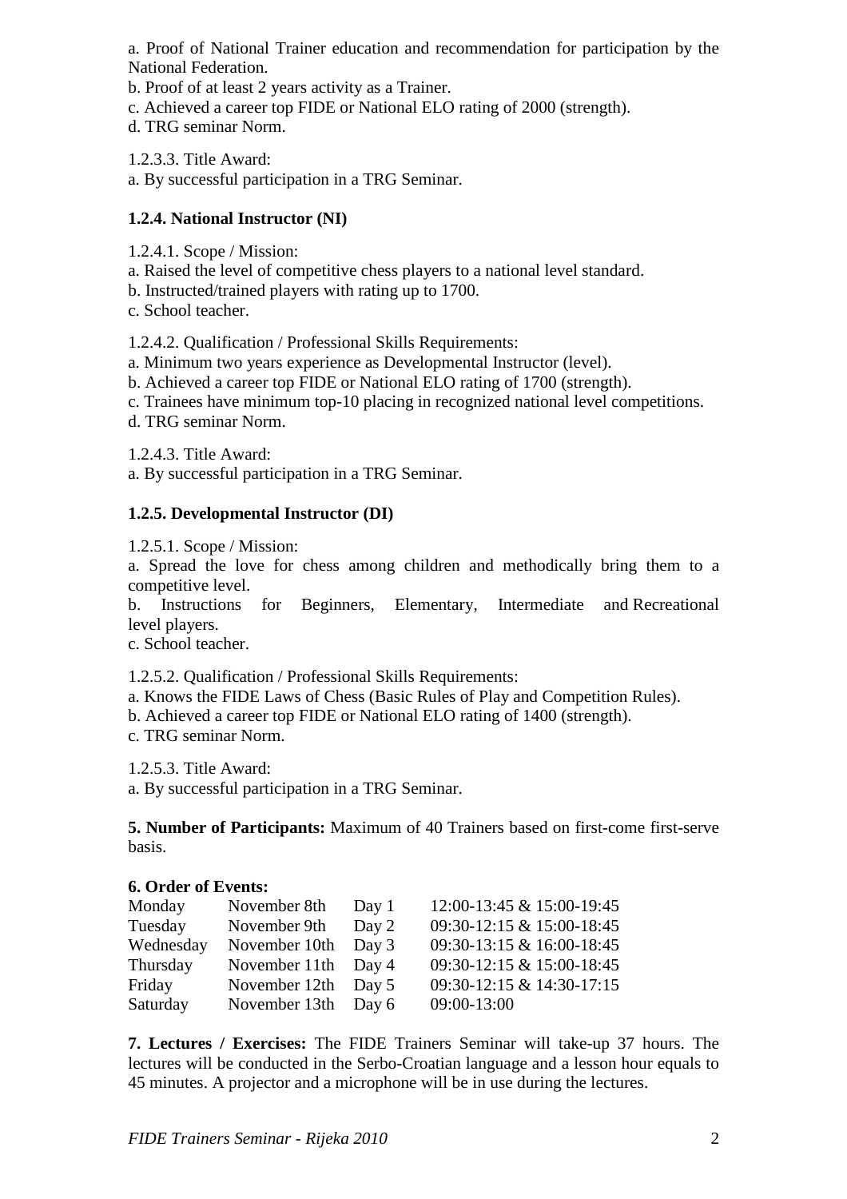a. Proof of National Trainer education and recommendation for participation by the National Federation.
b. Proof of at least 2 years activity as a Trainer.
c. Achieved a career top FIDE or National ELO rating of 2000 (strength).
d. TRG seminar Norm.

1.2.3.3. Title Award:
a. By successful participation in a TRG Seminar.

**1.2.4. National Instructor (NI)**

1.2.4.1. Scope / Mission:
a. Raised the level of competitive chess players to a national level standard.
b. Instructed/trained players with rating up to 1700.
c. School teacher.

1.2.4.2. Qualification / Professional Skills Requirements:
a. Minimum two years experience as Developmental Instructor (level).
b. Achieved a career top FIDE or National ELO rating of 1700 (strength).
c. Trainees have minimum top-10 placing in recognized national level competitions.
d. TRG seminar Norm.

1.2.4.3. Title Award:
a. By successful participation in a TRG Seminar.

**1.2.5. Developmental Instructor (DI)**

1.2.5.1. Scope / Mission:
a. Spread the love for chess among children and methodically bring them to a competitive level.
b. Instructions for Beginners, Elementary, Intermediate and Recreational level players.
c. School teacher.

1.2.5.2. Qualification / Professional Skills Requirements:
a. Knows the FIDE Laws of Chess (Basic Rules of Play and Competition Rules).
b. Achieved a career top FIDE or National ELO rating of 1400 (strength).
c. TRG seminar Norm.

1.2.5.3. Title Award:
a. By successful participation in a TRG Seminar.

**5. Number of Participants:** Maximum of 40 Trainers based on first-come first-serve basis.

**6. Order of Events:**

| | | | |
|---|---|---|---|
| Monday | November 8th | Day 1 | 12:00-13:45 & 15:00-19:45 |
| Tuesday | November 9th | Day 2 | 09:30-12:15 & 15:00-18:45 |
| Wednesday | November 10th | Day 3 | 09:30-13:15 & 16:00-18:45 |
| Thursday | November 11th | Day 4 | 09:30-12:15 & 15:00-18:45 |
| Friday | November 12th | Day 5 | 09:30-12:15 & 14:30-17:15 |
| Saturday | November 13th | Day 6 | 09:00-13:00 |

**7. Lectures / Exercises:** The FIDE Trainers Seminar will take-up 37 hours. The lectures will be conducted in the Serbo-Croatian language and a lesson hour equals to 45 minutes. A projector and a microphone will be in use during the lectures.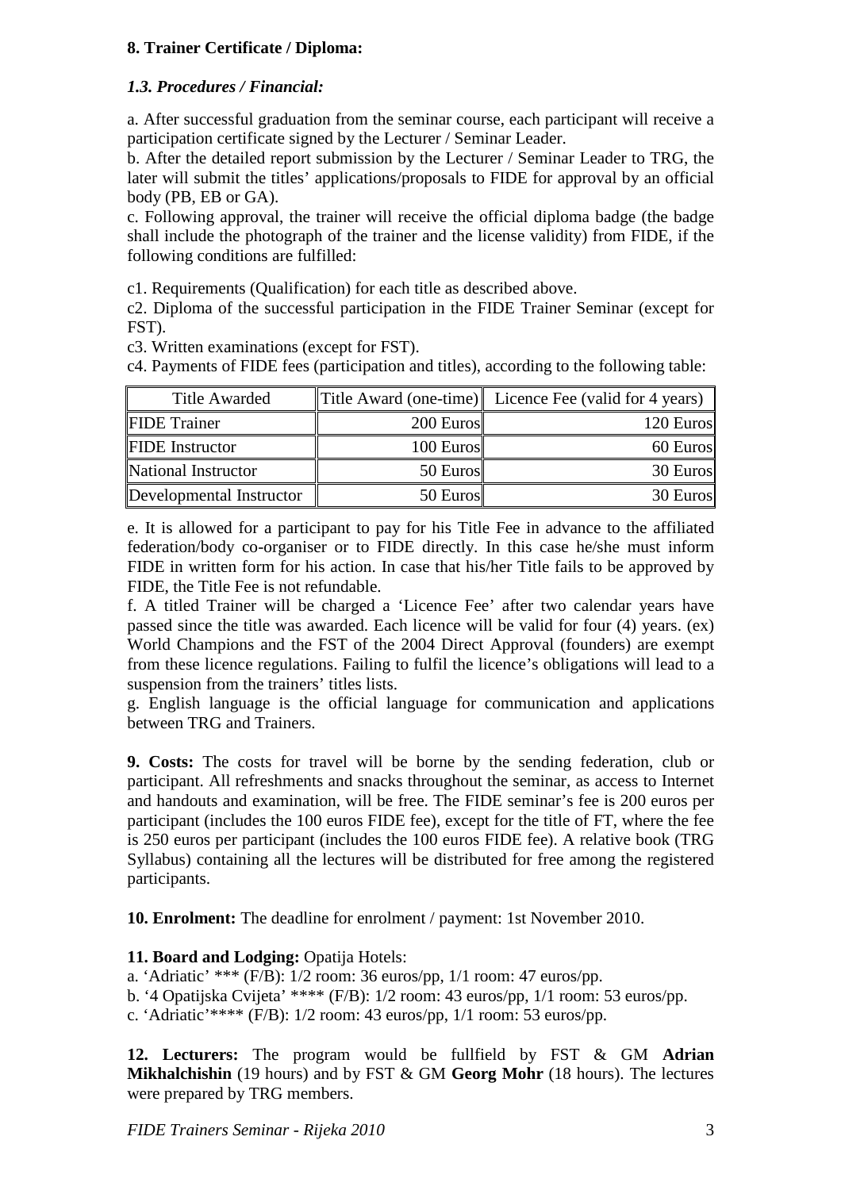**8. Trainer Certificate / Diploma:**

***1.3. Procedures / Financial:***

a. After successful graduation from the seminar course, each participant will receive a participation certificate signed by the Lecturer / Seminar Leader.
b. After the detailed report submission by the Lecturer / Seminar Leader to TRG, the later will submit the titles' applications/proposals to FIDE for approval by an official body (PB, EB or GA).
c. Following approval, the trainer will receive the official diploma badge (the badge shall include the photograph of the trainer and the license validity) from FIDE, if the following conditions are fulfilled:

c1. Requirements (Qualification) for each title as described above.
c2. Diploma of the successful participation in the FIDE Trainer Seminar (except for FST).
c3. Written examinations (except for FST).
c4. Payments of FIDE fees (participation and titles), according to the following table:

| Title Awarded | Title Award (one-time) | Licence Fee (valid for 4 years) |
|---|---:|---:|
| FIDE Trainer | 200 Euros | 120 Euros |
| FIDE Instructor | 100 Euros | 60 Euros |
| National Instructor | 50 Euros | 30 Euros |
| Developmental Instructor | 50 Euros | 30 Euros |

e. It is allowed for a participant to pay for his Title Fee in advance to the affiliated federation/body co-organiser or to FIDE directly. In this case he/she must inform FIDE in written form for his action. In case that his/her Title fails to be approved by FIDE, the Title Fee is not refundable.
f. A titled Trainer will be charged a 'Licence Fee' after two calendar years have passed since the title was awarded. Each licence will be valid for four (4) years. (ex) World Champions and the FST of the 2004 Direct Approval (founders) are exempt from these licence regulations. Failing to fulfil the licence's obligations will lead to a suspension from the trainers' titles lists.
g. English language is the official language for communication and applications between TRG and Trainers.

**9. Costs:** The costs for travel will be borne by the sending federation, club or participant. All refreshments and snacks throughout the seminar, as access to Internet and handouts and examination, will be free. The FIDE seminar's fee is 200 euros per participant (includes the 100 euros FIDE fee), except for the title of FT, where the fee is 250 euros per participant (includes the 100 euros FIDE fee). A relative book (TRG Syllabus) containing all the lectures will be distributed for free among the registered participants.

**10. Enrolment:** The deadline for enrolment / payment: 1st November 2010.

**11. Board and Lodging:** Opatija Hotels:
a. 'Adriatic' *** (F/B): 1/2 room: 36 euros/pp, 1/1 room: 47 euros/pp.
b. '4 Opatijska Cvijeta' **** (F/B): 1/2 room: 43 euros/pp, 1/1 room: 53 euros/pp.
c. 'Adriatic'**** (F/B): 1/2 room: 43 euros/pp, 1/1 room: 53 euros/pp.

**12. Lecturers:** The program would be fullfield by FST & GM **Adrian Mikhalchishin** (19 hours) and by FST & GM **Georg Mohr** (18 hours). The lectures were prepared by TRG members.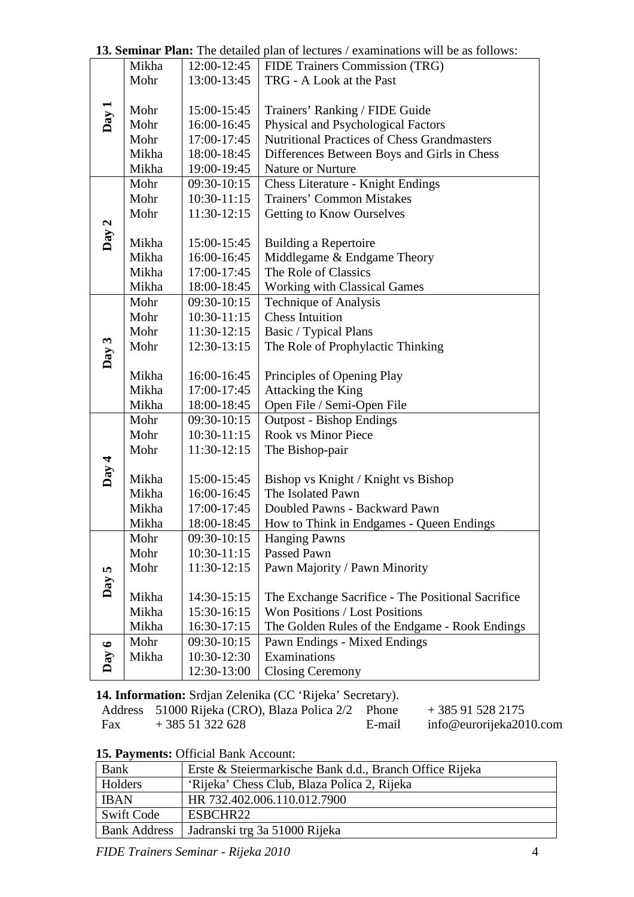**13. Seminar Plan:** The detailed plan of lectures / examinations will be as follows:

| Day | Lecturer | Time | Topic |
|---|---|---|---|
| Day 1 | Mikha | 12:00-12:45 | FIDE Trainers Commission (TRG) |
| | Mohr | 13:00-13:45 | TRG - A Look at the Past |
| | Mohr | 15:00-15:45 | Trainers' Ranking / FIDE Guide |
| | Mohr | 16:00-16:45 | Physical and Psychological Factors |
| | Mohr | 17:00-17:45 | Nutritional Practices of Chess Grandmasters |
| | Mikha | 18:00-18:45 | Differences Between Boys and Girls in Chess |
| | Mikha | 19:00-19:45 | Nature or Nurture |
| Day 2 | Mohr | 09:30-10:15 | Chess Literature - Knight Endings |
| | Mohr | 10:30-11:15 | Trainers' Common Mistakes |
| | Mohr | 11:30-12:15 | Getting to Know Ourselves |
| | Mikha | 15:00-15:45 | Building a Repertoire |
| | Mikha | 16:00-16:45 | Middlegame & Endgame Theory |
| | Mikha | 17:00-17:45 | The Role of Classics |
| | Mikha | 18:00-18:45 | Working with Classical Games |
| Day 3 | Mohr | 09:30-10:15 | Technique of Analysis |
| | Mohr | 10:30-11:15 | Chess Intuition |
| | Mohr | 11:30-12:15 | Basic / Typical Plans |
| | Mohr | 12:30-13:15 | The Role of Prophylactic Thinking |
| | Mikha | 16:00-16:45 | Principles of Opening Play |
| | Mikha | 17:00-17:45 | Attacking the King |
| | Mikha | 18:00-18:45 | Open File / Semi-Open File |
| Day 4 | Mohr | 09:30-10:15 | Outpost - Bishop Endings |
| | Mohr | 10:30-11:15 | Rook vs Minor Piece |
| | Mohr | 11:30-12:15 | The Bishop-pair |
| | Mikha | 15:00-15:45 | Bishop vs Knight / Knight vs Bishop |
| | Mikha | 16:00-16:45 | The Isolated Pawn |
| | Mikha | 17:00-17:45 | Doubled Pawns - Backward Pawn |
| | Mikha | 18:00-18:45 | How to Think in Endgames - Queen Endings |
| Day 5 | Mohr | 09:30-10:15 | Hanging Pawns |
| | Mohr | 10:30-11:15 | Passed Pawn |
| | Mohr | 11:30-12:15 | Pawn Majority / Pawn Minority |
| | Mikha | 14:30-15:15 | The Exchange Sacrifice - The Positional Sacrifice |
| | Mikha | 15:30-16:15 | Won Positions / Lost Positions |
| | Mikha | 16:30-17:15 | The Golden Rules of the Endgame - Rook Endings |
| Day 6 | Mohr | 09:30-10:15 | Pawn Endings - Mixed Endings |
| | Mikha | 10:30-12:30 | Examinations |
| | | 12:30-13:00 | Closing Ceremony |

**14. Information:** Srdjan Zelenika (CC 'Rijeka' Secretary).

| | | | |
|---|---|---|---|
| Address | 51000 Rijeka (CRO), Blaza Polica 2/2 | Phone | + 385 91 528 2175 |
| Fax | + 385 51 322 628 | E-mail | info@eurorijeka2010.com |

**15. Payments:** Official Bank Account:

| | |
|---|---|
| Bank | Erste & Steiermarkische Bank d.d., Branch Office Rijeka |
| Holders | 'Rijeka' Chess Club, Blaza Polica 2, Rijeka |
| IBAN | HR 732.402.006.110.012.7900 |
| Swift Code | ESBCHR22 |
| Bank Address | Jadranski trg 3a 51000 Rijeka |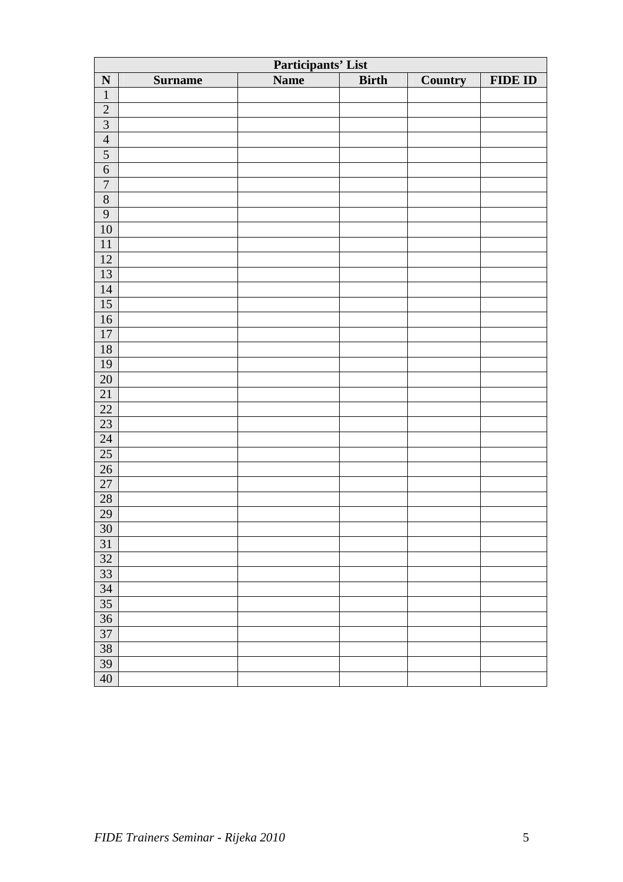| Participants' List | | | | | |
|---|---|---|---|---|---|
| **N** | **Surname** | **Name** | **Birth** | **Country** | **FIDE ID** |
| 1 | | | | | |
| 2 | | | | | |
| 3 | | | | | |
| 4 | | | | | |
| 5 | | | | | |
| 6 | | | | | |
| 7 | | | | | |
| 8 | | | | | |
| 9 | | | | | |
| 10 | | | | | |
| 11 | | | | | |
| 12 | | | | | |
| 13 | | | | | |
| 14 | | | | | |
| 15 | | | | | |
| 16 | | | | | |
| 17 | | | | | |
| 18 | | | | | |
| 19 | | | | | |
| 20 | | | | | |
| 21 | | | | | |
| 22 | | | | | |
| 23 | | | | | |
| 24 | | | | | |
| 25 | | | | | |
| 26 | | | | | |
| 27 | | | | | |
| 28 | | | | | |
| 29 | | | | | |
| 30 | | | | | |
| 31 | | | | | |
| 32 | | | | | |
| 33 | | | | | |
| 34 | | | | | |
| 35 | | | | | |
| 36 | | | | | |
| 37 | | | | | |
| 38 | | | | | |
| 39 | | | | | |
| 40 | | | | | |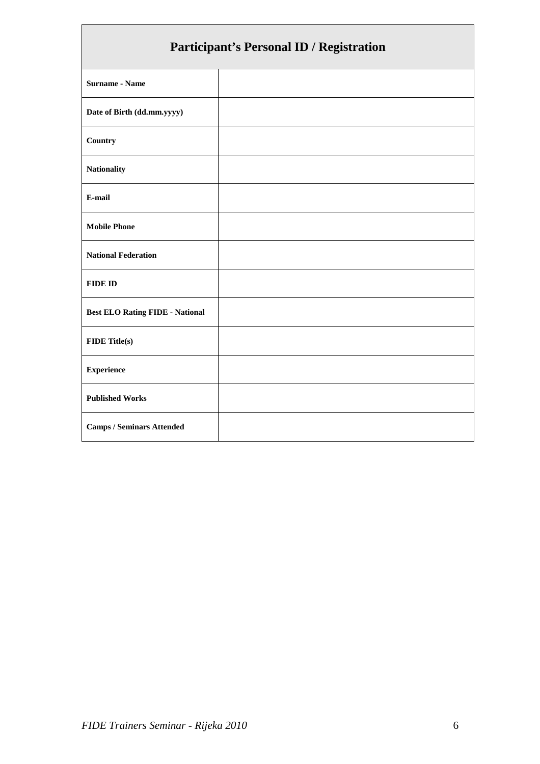| Participant's Personal ID / Registration | |
|---|---|
| **Surname - Name** | |
| **Date of Birth (dd.mm.yyyy)** | |
| **Country** | |
| **Nationality** | |
| **E-mail** | |
| **Mobile Phone** | |
| **National Federation** | |
| **FIDE ID** | |
| **Best ELO Rating FIDE - National** | |
| **FIDE Title(s)** | |
| **Experience** | |
| **Published Works** | |
| **Camps / Seminars Attended** | |